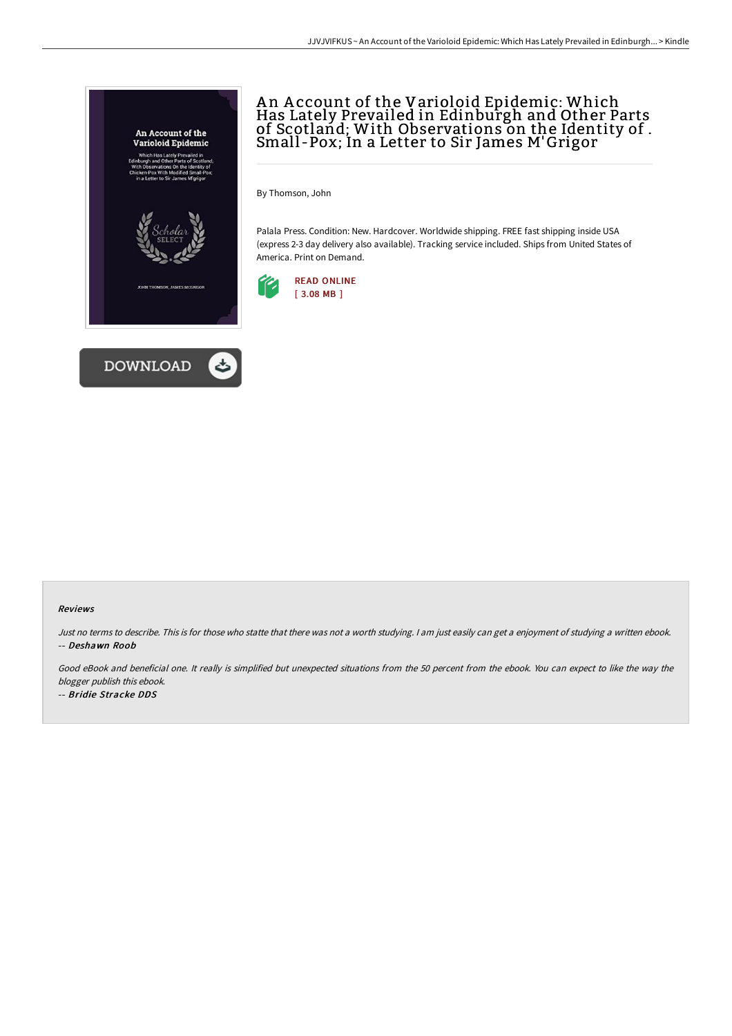# An Account of the Varioloid Epidemic: Which Has Lately Prevailed in Edinburgh and Other Parts of Scotland; With Observations on the Identity of . Small-Pox; In a Letter to Sir James M'Grigor

By Thomson, John

Palala Press. Condition: New. Hardcover. Worldwide shipping. FREE fast shipping inside USA (express 2-3 day delivery also available). Tracking service included. Ships from United States of America. Print on Demand.

READ ONLINE
[ 3.08 MB ]

DOWNLOAD

### Reviews

*Just no terms to describe. This is for those who statte that there was not a worth studying. I am just easily can get a enjoyment of studying a written ebook.*
*-- **Deshawn Roob***

*Good eBook and beneficial one. It really is simplified but unexpected situations from the 50 percent from the ebook. You can expect to like the way the blogger publish this ebook.*
*-- **Bridie Stracke DDS***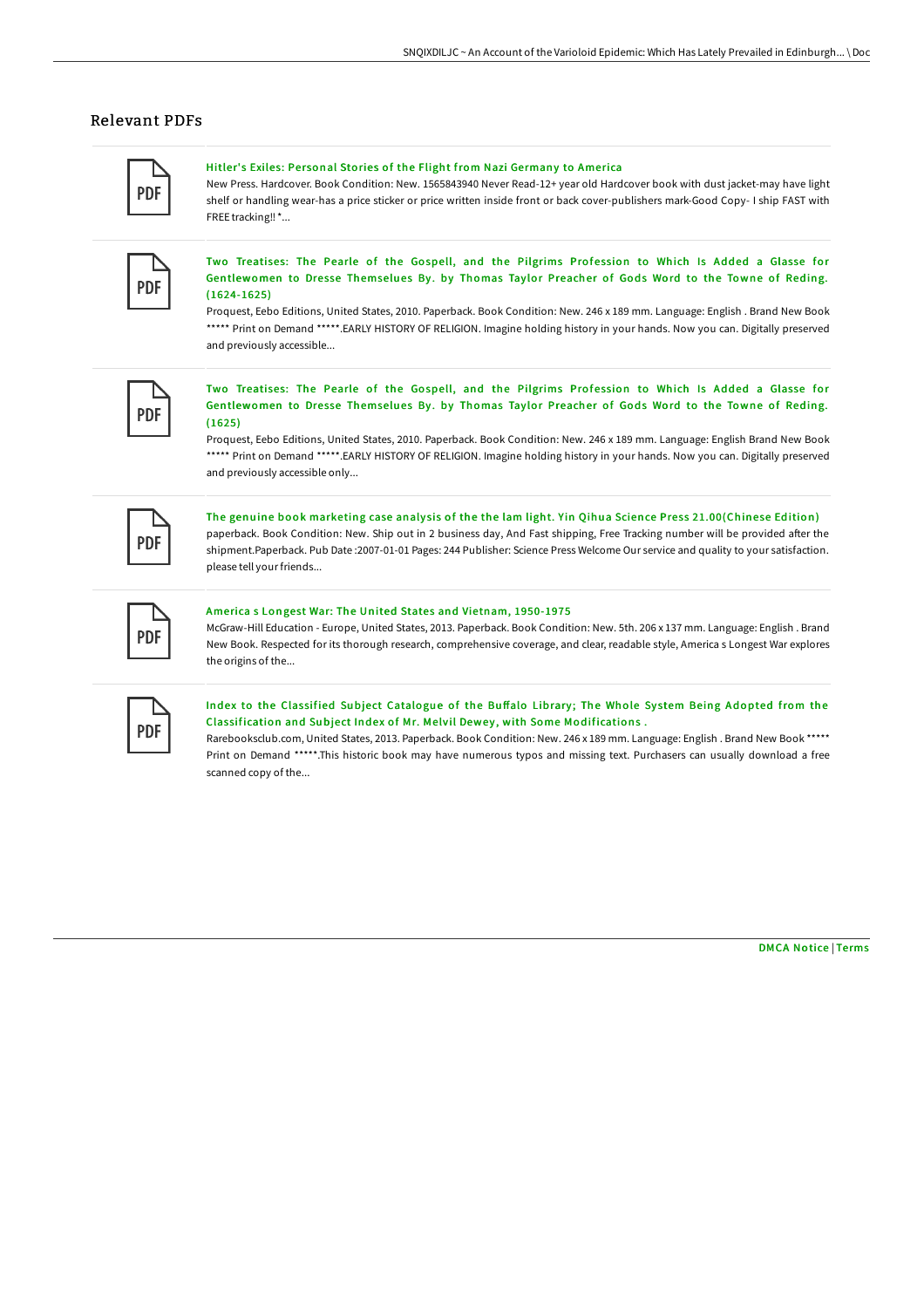## Relevant PDFs

### Hitler's Exiles: Personal Stories of the Flight from Nazi Germany to America

New Press. Hardcover. Book Condition: New. 1565843940 Never Read-12+ year old Hardcover book with dust jacket-may have light shelf or handling wear-has a price sticker or price written inside front or back cover-publishers mark-Good Copy- I ship FAST with FREE tracking!! *...

### Two Treatises: The Pearle of the Gospell, and the Pilgrims Profession to Which Is Added a Glasse for Gentlewomen to Dresse Themselues By. by Thomas Taylor Preacher of Gods Word to the Towne of Reding. (1624-1625)

Proquest, Eebo Editions, United States, 2010. Paperback. Book Condition: New. 246 x 189 mm. Language: English . Brand New Book ***** Print on Demand *****.EARLY HISTORY OF RELIGION. Imagine holding history in your hands. Now you can. Digitally preserved and previously accessible...

### Two Treatises: The Pearle of the Gospell, and the Pilgrims Profession to Which Is Added a Glasse for Gentlewomen to Dresse Themselues By. by Thomas Taylor Preacher of Gods Word to the Towne of Reding. (1625)

Proquest, Eebo Editions, United States, 2010. Paperback. Book Condition: New. 246 x 189 mm. Language: English Brand New Book ***** Print on Demand *****.EARLY HISTORY OF RELIGION. Imagine holding history in your hands. Now you can. Digitally preserved and previously accessible only...

### The genuine book marketing case analysis of the the lam light. Yin Qihua Science Press 21.00(Chinese Edition)

paperback. Book Condition: New. Ship out in 2 business day, And Fast shipping, Free Tracking number will be provided after the shipment.Paperback. Pub Date :2007-01-01 Pages: 244 Publisher: Science Press Welcome Our service and quality to your satisfaction. please tell your friends...

### America s Longest War: The United States and Vietnam, 1950-1975

McGraw-Hill Education - Europe, United States, 2013. Paperback. Book Condition: New. 5th. 206 x 137 mm. Language: English . Brand New Book. Respected for its thorough research, comprehensive coverage, and clear, readable style, America s Longest War explores the origins of the...

### Index to the Classified Subject Catalogue of the Buffalo Library; The Whole System Being Adopted from the Classification and Subject Index of Mr. Melvil Dewey, with Some Modifications .

Rarebooksclub.com, United States, 2013. Paperback. Book Condition: New. 246 x 189 mm. Language: English . Brand New Book ***** Print on Demand *****.This historic book may have numerous typos and missing text. Purchasers can usually download a free scanned copy of the...